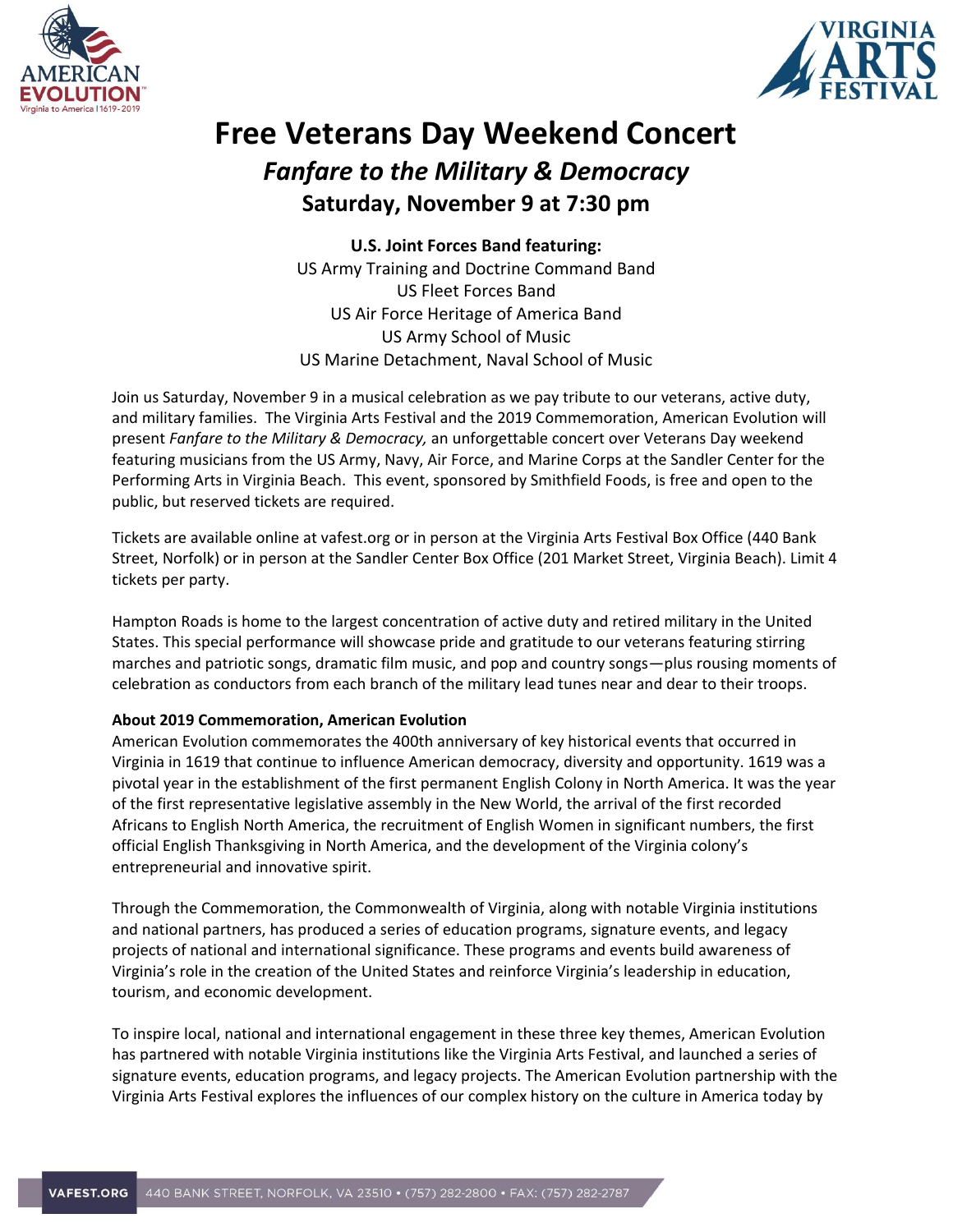# Free Veterans Day Weekend Concert

## *Fanfare to the Military & Democracy*

### Saturday, November 9 at 7:30 pm

**U.S. Joint Forces Band featuring:**
US Army Training and Doctrine Command Band
US Fleet Forces Band
US Air Force Heritage of America Band
US Army School of Music
US Marine Detachment, Naval School of Music

Join us Saturday, November 9 in a musical celebration as we pay tribute to our veterans, active duty, and military families. The Virginia Arts Festival and the 2019 Commemoration, American Evolution will present *Fanfare to the Military & Democracy,* an unforgettable concert over Veterans Day weekend featuring musicians from the US Army, Navy, Air Force, and Marine Corps at the Sandler Center for the Performing Arts in Virginia Beach. This event, sponsored by Smithfield Foods, is free and open to the public, but reserved tickets are required.

Tickets are available online at vafest.org or in person at the Virginia Arts Festival Box Office (440 Bank Street, Norfolk) or in person at the Sandler Center Box Office (201 Market Street, Virginia Beach). Limit 4 tickets per party.

Hampton Roads is home to the largest concentration of active duty and retired military in the United States. This special performance will showcase pride and gratitude to our veterans featuring stirring marches and patriotic songs, dramatic film music, and pop and country songs—plus rousing moments of celebration as conductors from each branch of the military lead tunes near and dear to their troops.

**About 2019 Commemoration, American Evolution**
American Evolution commemorates the 400th anniversary of key historical events that occurred in Virginia in 1619 that continue to influence American democracy, diversity and opportunity. 1619 was a pivotal year in the establishment of the first permanent English Colony in North America. It was the year of the first representative legislative assembly in the New World, the arrival of the first recorded Africans to English North America, the recruitment of English Women in significant numbers, the first official English Thanksgiving in North America, and the development of the Virginia colony's entrepreneurial and innovative spirit.

Through the Commemoration, the Commonwealth of Virginia, along with notable Virginia institutions and national partners, has produced a series of education programs, signature events, and legacy projects of national and international significance. These programs and events build awareness of Virginia's role in the creation of the United States and reinforce Virginia's leadership in education, tourism, and economic development.

To inspire local, national and international engagement in these three key themes, American Evolution has partnered with notable Virginia institutions like the Virginia Arts Festival, and launched a series of signature events, education programs, and legacy projects. The American Evolution partnership with the Virginia Arts Festival explores the influences of our complex history on the culture in America today by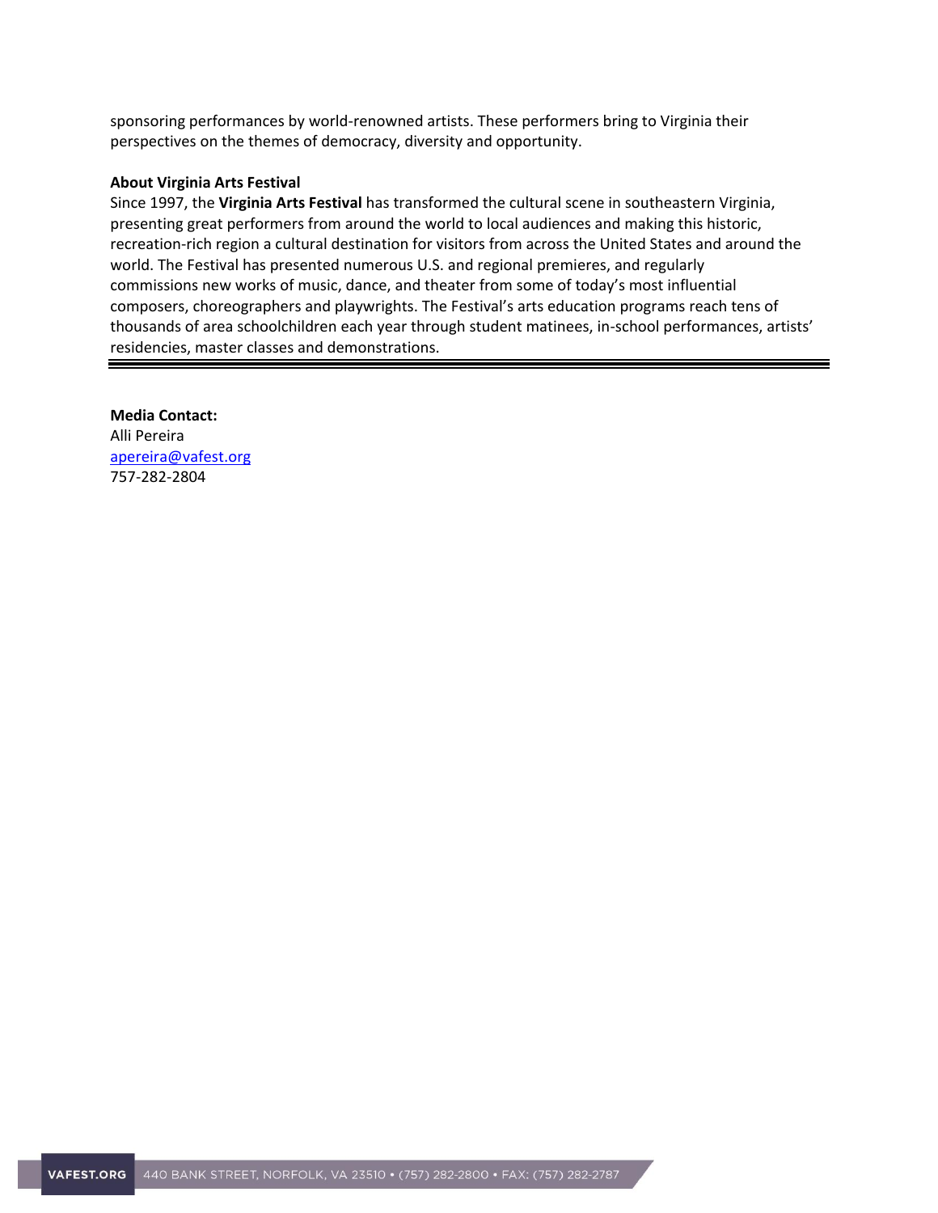sponsoring performances by world-renowned artists. These performers bring to Virginia their perspectives on the themes of democracy, diversity and opportunity.

**About Virginia Arts Festival**

Since 1997, the **Virginia Arts Festival** has transformed the cultural scene in southeastern Virginia, presenting great performers from around the world to local audiences and making this historic, recreation-rich region a cultural destination for visitors from across the United States and around the world. The Festival has presented numerous U.S. and regional premieres, and regularly commissions new works of music, dance, and theater from some of today's most influential composers, choreographers and playwrights. The Festival's arts education programs reach tens of thousands of area schoolchildren each year through student matinees, in-school performances, artists' residencies, master classes and demonstrations.

---

**Media Contact:**
Alli Pereira
apereira@vafest.org
757-282-2804

VAFEST.ORG 440 BANK STREET, NORFOLK, VA 23510 • (757) 282-2800 • FAX: (757) 282-2787